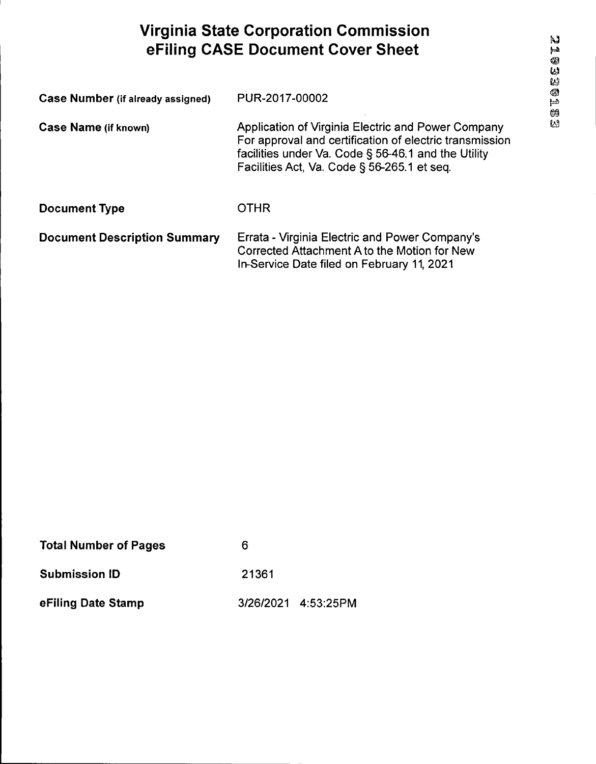# Virginia State Corporation Commission
# eFiling CASE Document Cover Sheet

| | |
|---|---|
| **Case Number** (if already assigned) | PUR-2017-00002 |
| **Case Name** (if known) | Application of Virginia Electric and Power Company For approval and certification of electric transmission facilities under Va. Code § 56-46.1 and the Utility Facilities Act, Va. Code § 56-265.1 et seq. |
| **Document Type** | OTHR |
| **Document Description Summary** | Errata - Virginia Electric and Power Company's Corrected Attachment A to the Motion for New In-Service Date filed on February 11, 2021 |

| | |
|---|---|
| **Total Number of Pages** | 6 |
| **Submission ID** | 21361 |
| **eFiling Date Stamp** | 3/26/2021 4:53:25PM |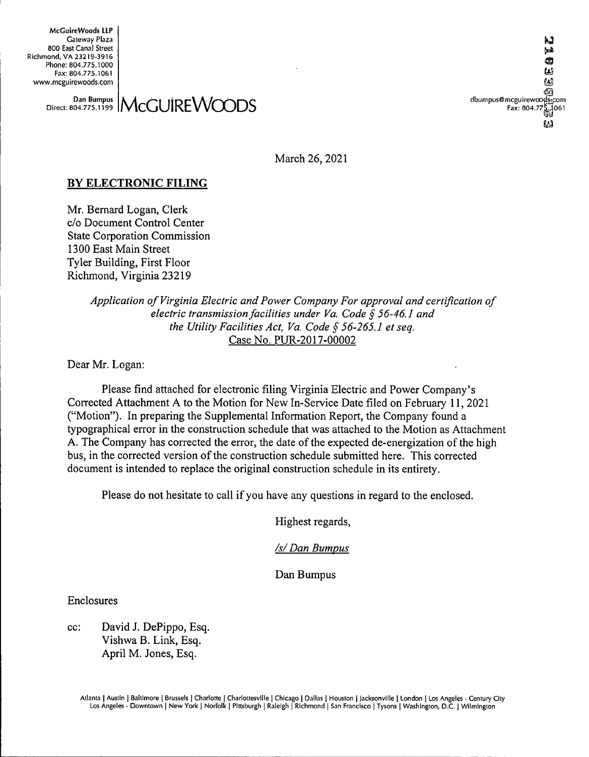McGuireWoods LLP
Gateway Plaza
800 East Canal Street
Richmond, VA 23219-3916
Phone: 804.775.1000
Fax: 804.775.1061
www.mcguirewoods.com

Dan Bumpus
Direct: 804.775.1199

**McGUIREWOODS**

dbumpus@mcguirewoods.com
Fax: 804.775.1061

March 26, 2021

**BY ELECTRONIC FILING**

Mr. Bernard Logan, Clerk
c/o Document Control Center
State Corporation Commission
1300 East Main Street
Tyler Building, First Floor
Richmond, Virginia 23219

*Application of Virginia Electric and Power Company For approval and certification of electric transmission facilities under Va. Code § 56-46.1 and the Utility Facilities Act, Va. Code § 56-265.1 et seq.*
Case No. PUR-2017-00002

Dear Mr. Logan:

Please find attached for electronic filing Virginia Electric and Power Company's Corrected Attachment A to the Motion for New In-Service Date filed on February 11, 2021 ("Motion"). In preparing the Supplemental Information Report, the Company found a typographical error in the construction schedule that was attached to the Motion as Attachment A. The Company has corrected the error, the date of the expected de-energization of the high bus, in the corrected version of the construction schedule submitted here. This corrected document is intended to replace the original construction schedule in its entirety.

Please do not hesitate to call if you have any questions in regard to the enclosed.

Highest regards,

*/s/ Dan Bumpus*

Dan Bumpus

Enclosures

cc: David J. DePippo, Esq.
Vishwa B. Link, Esq.
April M. Jones, Esq.

Atlanta | Austin | Baltimore | Brussels | Charlotte | Charlottesville | Chicago | Dallas | Houston | Jacksonville | London | Los Angeles - Century City
Los Angeles - Downtown | New York | Norfolk | Pittsburgh | Raleigh | Richmond | San Francisco | Tysons | Washington, D.C. | Wilmington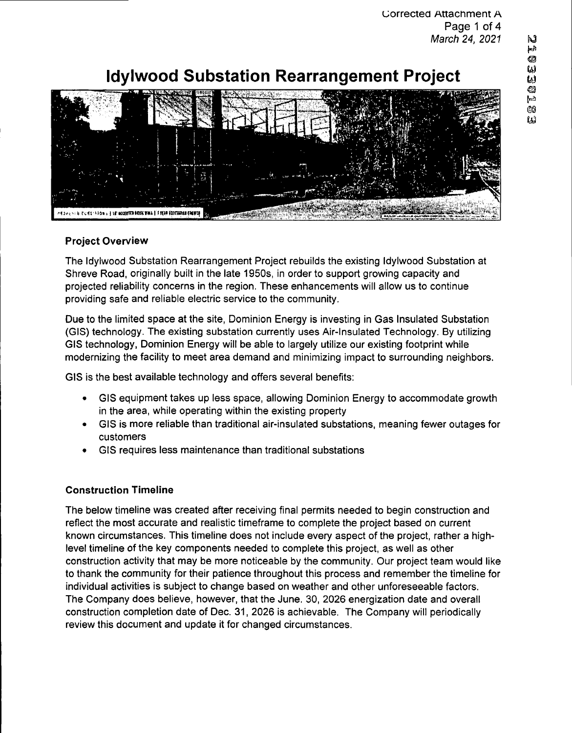Corrected Attachment A

March 24, 2021

# Idylwood Substation Rearrangement Project

### Project Overview

The Idylwood Substation Rearrangement Project rebuilds the existing Idylwood Substation at Shreve Road, originally built in the late 1950s, in order to support growing capacity and projected reliability concerns in the region. These enhancements will allow us to continue providing safe and reliable electric service to the community.

Due to the limited space at the site, Dominion Energy is investing in Gas Insulated Substation (GIS) technology. The existing substation currently uses Air-Insulated Technology. By utilizing GIS technology, Dominion Energy will be able to largely utilize our existing footprint while modernizing the facility to meet area demand and minimizing impact to surrounding neighbors.

GIS is the best available technology and offers several benefits:

- GIS equipment takes up less space, allowing Dominion Energy to accommodate growth in the area, while operating within the existing property
- GIS is more reliable than traditional air-insulated substations, meaning fewer outages for customers
- GIS requires less maintenance than traditional substations

### Construction Timeline

The below timeline was created after receiving final permits needed to begin construction and reflect the most accurate and realistic timeframe to complete the project based on current known circumstances. This timeline does not include every aspect of the project, rather a high-level timeline of the key components needed to complete this project, as well as other construction activity that may be more noticeable by the community. Our project team would like to thank the community for their patience throughout this process and remember the timeline for individual activities is subject to change based on weather and other unforeseeable factors. The Company does believe, however, that the June. 30, 2026 energization date and overall construction completion date of Dec. 31, 2026 is achievable. The Company will periodically review this document and update it for changed circumstances.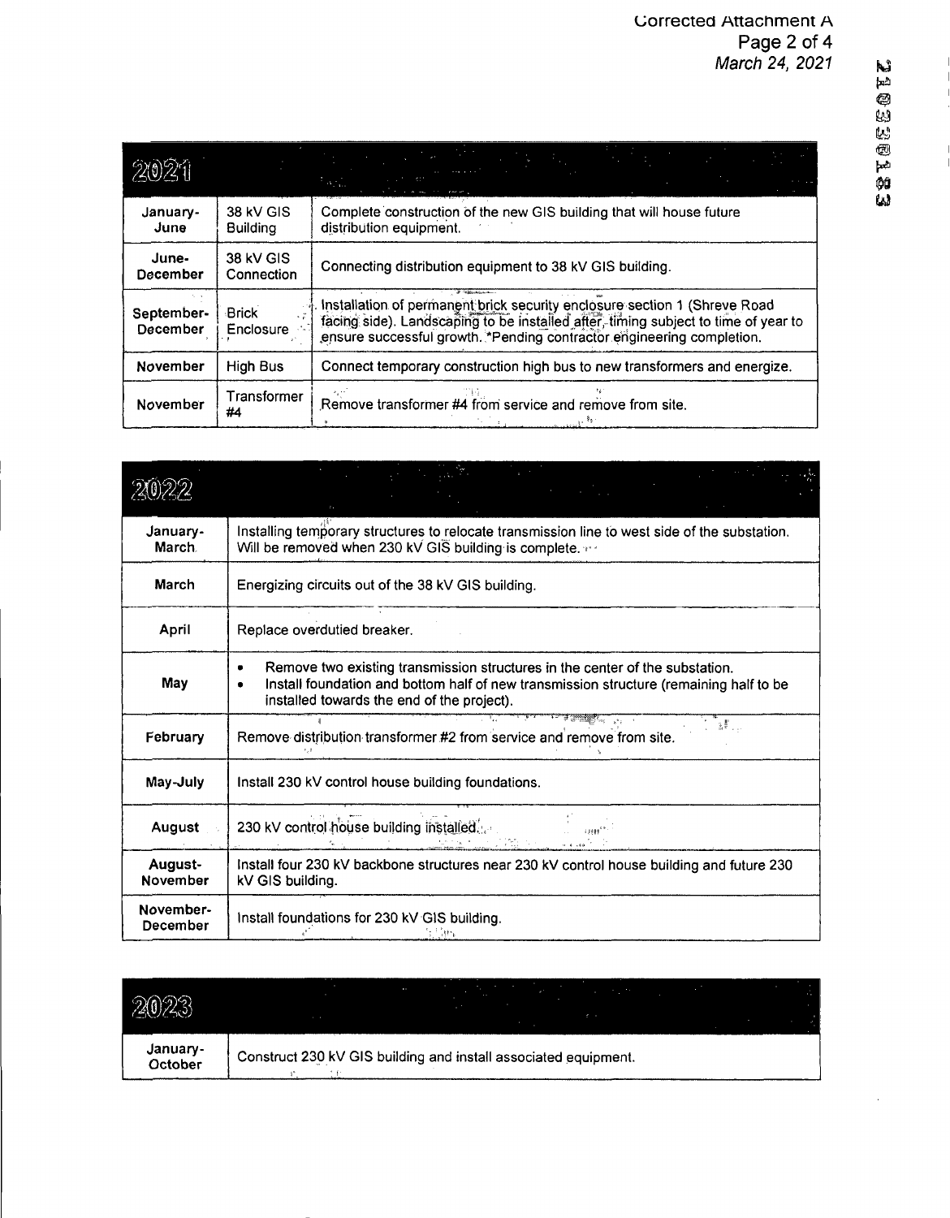Corrected Attachment A

*March 24, 2021*

| 2021 | | |
|---|---|---|
| January-June | 38 kV GIS Building | Complete construction of the new GIS building that will house future distribution equipment. |
| June-December | 38 kV GIS Connection | Connecting distribution equipment to 38 kV GIS building. |
| September-December | Brick Enclosure | Installation of permanent brick security enclosure section 1 (Shreve Road facing side). Landscaping to be installed after, timing subject to time of year to ensure successful growth. *Pending contractor engineering completion. |
| November | High Bus | Connect temporary construction high bus to new transformers and energize. |
| November | Transformer #4 | Remove transformer #4 from service and remove from site. |

| 2022 | |
|---|---|
| January-March | Installing temporary structures to relocate transmission line to west side of the substation. Will be removed when 230 kV GIS building is complete. |
| March | Energizing circuits out of the 38 kV GIS building. |
| April | Replace overdutied breaker. |
| May | • Remove two existing transmission structures in the center of the substation. <br> • Install foundation and bottom half of new transmission structure (remaining half to be installed towards the end of the project). |
| February | Remove distribution transformer #2 from service and remove from site. |
| May-July | Install 230 kV control house building foundations. |
| August | 230 kV control house building installed. |
| August-November | Install four 230 kV backbone structures near 230 kV control house building and future 230 kV GIS building. |
| November-December | Install foundations for 230 kV GIS building. |

| 2023 | |
|---|---|
| January-October | Construct 230 kV GIS building and install associated equipment. |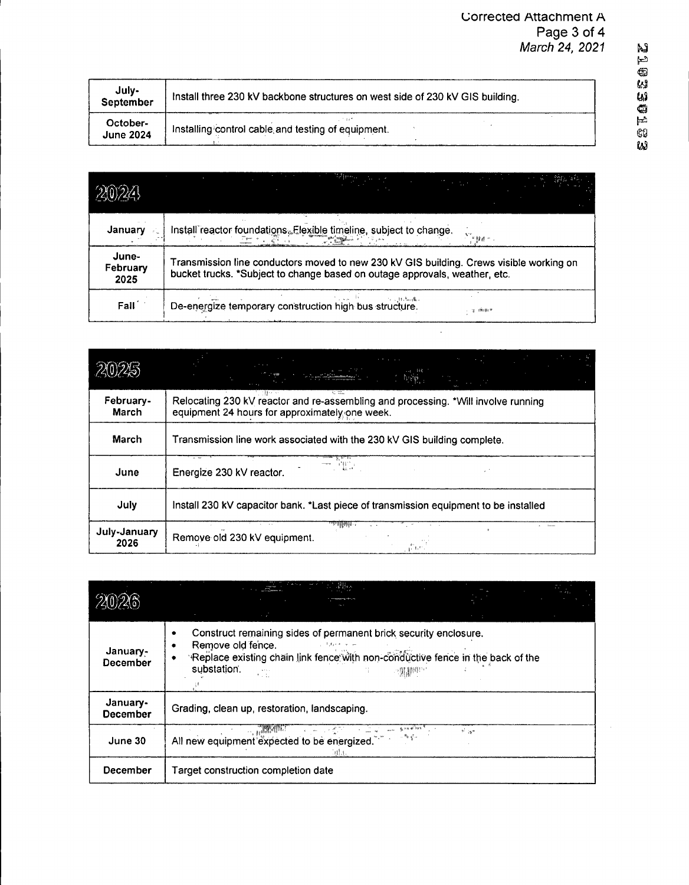| July-September | Install three 230 kV backbone structures on west side of 230 kV GIS building. |
|---|---|
| October-June 2024 | Installing control cable and testing of equipment. |

| 2024 | |
|---|---|
| January | Install reactor foundations. Flexible timeline, subject to change. |
| June-February 2025 | Transmission line conductors moved to new 230 kV GIS building. Crews visible working on bucket trucks. *Subject to change based on outage approvals, weather, etc. |
| Fall | De-energize temporary construction high bus structure. |

| 2025 | |
|---|---|
| February-March | Relocating 230 kV reactor and re-assembling and processing. *Will involve running equipment 24 hours for approximately one week. |
| March | Transmission line work associated with the 230 kV GIS building complete. |
| June | Energize 230 kV reactor. |
| July | Install 230 kV capacitor bank. *Last piece of transmission equipment to be installed |
| July-January 2026 | Remove old 230 kV equipment. |

| 2026 | |
|---|---|
| January-December | • Construct remaining sides of permanent brick security enclosure.<br>• Remove old fence.<br>• Replace existing chain link fence with non-conductive fence in the back of the substation. |
| January-December | Grading, clean up, restoration, landscaping. |
| June 30 | All new equipment expected to be energized. |
| December | Target construction completion date |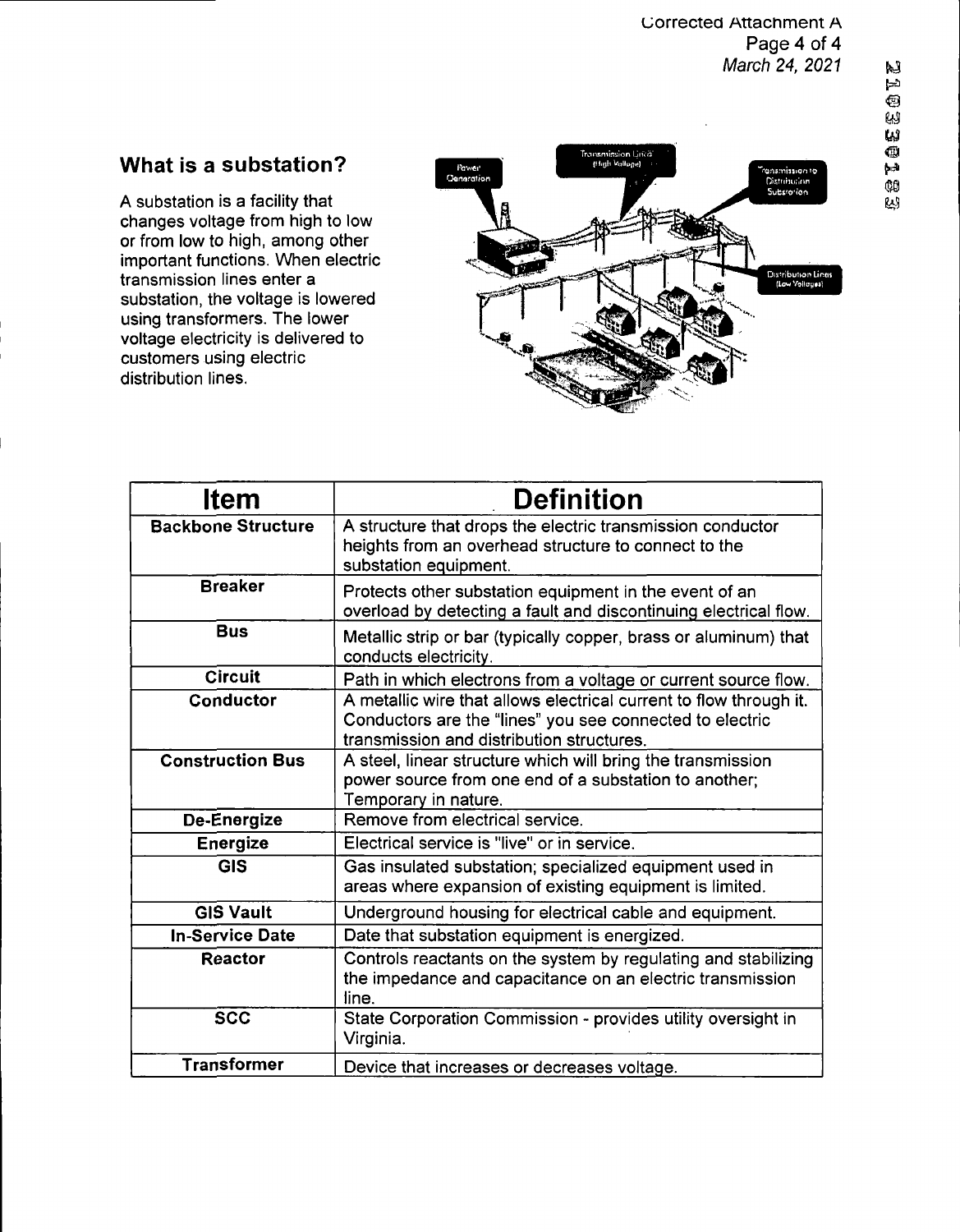## What is a substation?

A substation is a facility that changes voltage from high to low or from low to high, among other important functions. When electric transmission lines enter a substation, the voltage is lowered using transformers. The lower voltage electricity is delivered to customers using electric distribution lines.

| Item | Definition |
| --- | --- |
| **Backbone Structure** | A structure that drops the electric transmission conductor heights from an overhead structure to connect to the substation equipment. |
| **Breaker** | Protects other substation equipment in the event of an overload by detecting a fault and discontinuing electrical flow. |
| **Bus** | Metallic strip or bar (typically copper, brass or aluminum) that conducts electricity. |
| **Circuit** | Path in which electrons from a voltage or current source flow. |
| **Conductor** | A metallic wire that allows electrical current to flow through it. Conductors are the "lines" you see connected to electric transmission and distribution structures. |
| **Construction Bus** | A steel, linear structure which will bring the transmission power source from one end of a substation to another; Temporary in nature. |
| **De-Energize** | Remove from electrical service. |
| **Energize** | Electrical service is "live" or in service. |
| **GIS** | Gas insulated substation; specialized equipment used in areas where expansion of existing equipment is limited. |
| **GIS Vault** | Underground housing for electrical cable and equipment. |
| **In-Service Date** | Date that substation equipment is energized. |
| **Reactor** | Controls reactants on the system by regulating and stabilizing the impedance and capacitance on an electric transmission line. |
| **SCC** | State Corporation Commission - provides utility oversight in Virginia. |
| **Transformer** | Device that increases or decreases voltage. |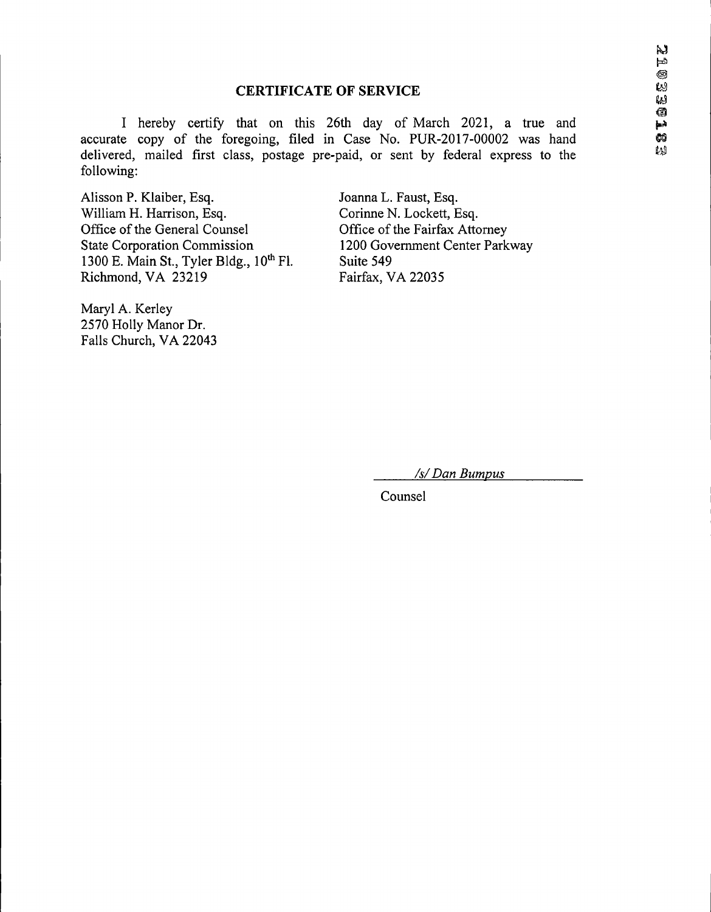## CERTIFICATE OF SERVICE

I hereby certify that on this 26th day of March 2021, a true and accurate copy of the foregoing, filed in Case No. PUR-2017-00002 was hand delivered, mailed first class, postage pre-paid, or sent by federal express to the following:

Alisson P. Klaiber, Esq.
William H. Harrison, Esq.
Office of the General Counsel
State Corporation Commission
1300 E. Main St., Tyler Bldg., 10th Fl.
Richmond, VA 23219

Joanna L. Faust, Esq.
Corinne N. Lockett, Esq.
Office of the Fairfax Attorney
1200 Government Center Parkway
Suite 549
Fairfax, VA 22035

Maryl A. Kerley
2570 Holly Manor Dr.
Falls Church, VA 22043

*/s/ Dan Bumpus*

Counsel